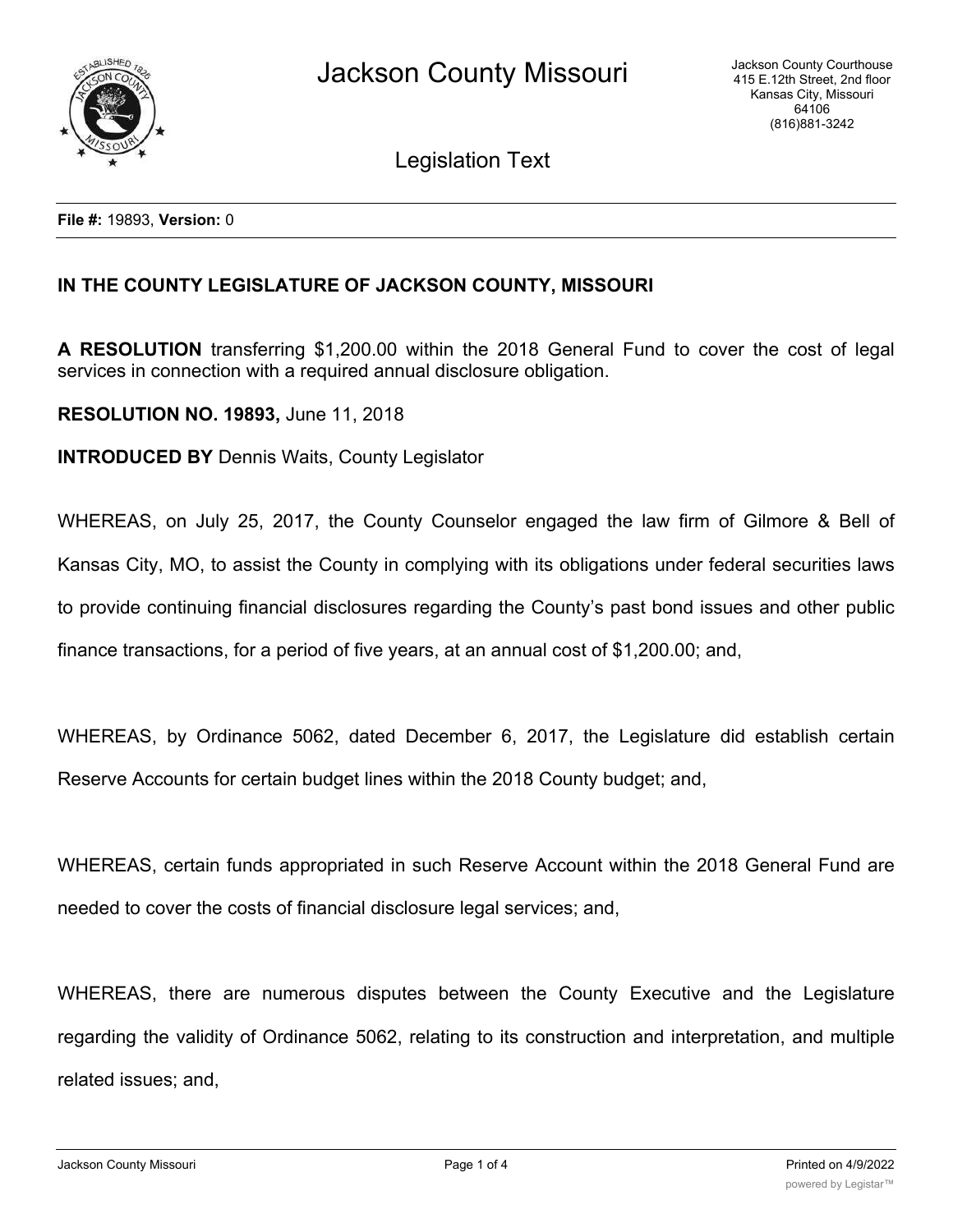**File #:** 19893, **Version:** 0

**IN THE COUNTY LEGISLATURE OF JACKSON COUNTY, MISSOURI**

**A RESOLUTION** transferring $1,200.00 within the 2018 General Fund to cover the cost of legal services in connection with a required annual disclosure obligation.

**RESOLUTION NO. 19893,** June 11, 2018

**INTRODUCED BY** Dennis Waits, County Legislator

WHEREAS, on July 25, 2017, the County Counselor engaged the law firm of Gilmore & Bell of Kansas City, MO, to assist the County in complying with its obligations under federal securities laws to provide continuing financial disclosures regarding the County's past bond issues and other public finance transactions, for a period of five years, at an annual cost of $1,200.00; and,

WHEREAS, by Ordinance 5062, dated December 6, 2017, the Legislature did establish certain Reserve Accounts for certain budget lines within the 2018 County budget; and,

WHEREAS, certain funds appropriated in such Reserve Account within the 2018 General Fund are needed to cover the costs of financial disclosure legal services; and,

WHEREAS, there are numerous disputes between the County Executive and the Legislature regarding the validity of Ordinance 5062, relating to its construction and interpretation, and multiple related issues; and,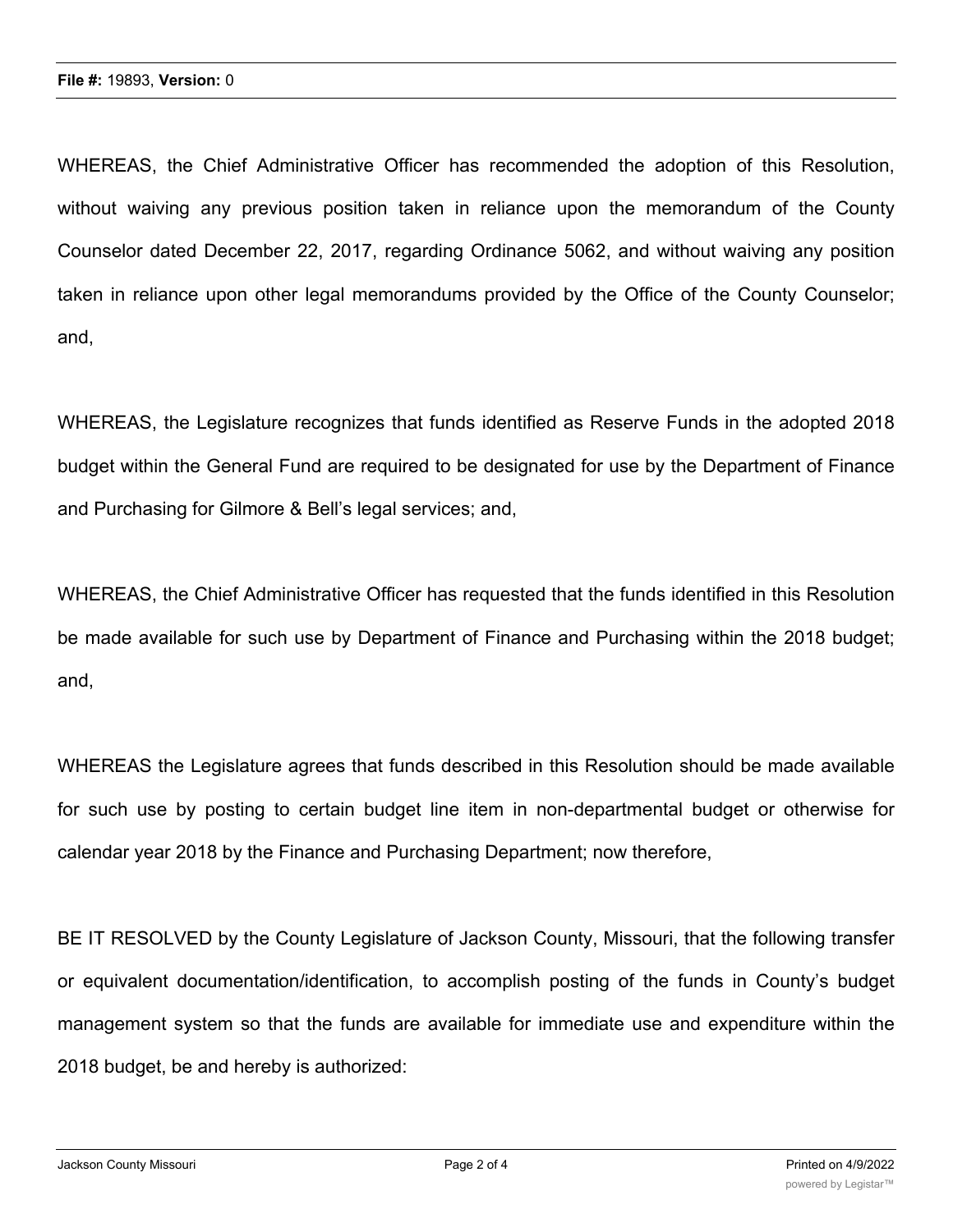WHEREAS, the Chief Administrative Officer has recommended the adoption of this Resolution, without waiving any previous position taken in reliance upon the memorandum of the County Counselor dated December 22, 2017, regarding Ordinance 5062, and without waiving any position taken in reliance upon other legal memorandums provided by the Office of the County Counselor; and,

WHEREAS, the Legislature recognizes that funds identified as Reserve Funds in the adopted 2018 budget within the General Fund are required to be designated for use by the Department of Finance and Purchasing for Gilmore & Bell's legal services; and,

WHEREAS, the Chief Administrative Officer has requested that the funds identified in this Resolution be made available for such use by Department of Finance and Purchasing within the 2018 budget; and,

WHEREAS the Legislature agrees that funds described in this Resolution should be made available for such use by posting to certain budget line item in non-departmental budget or otherwise for calendar year 2018 by the Finance and Purchasing Department; now therefore,

BE IT RESOLVED by the County Legislature of Jackson County, Missouri, that the following transfer or equivalent documentation/identification, to accomplish posting of the funds in County's budget management system so that the funds are available for immediate use and expenditure within the 2018 budget, be and hereby is authorized: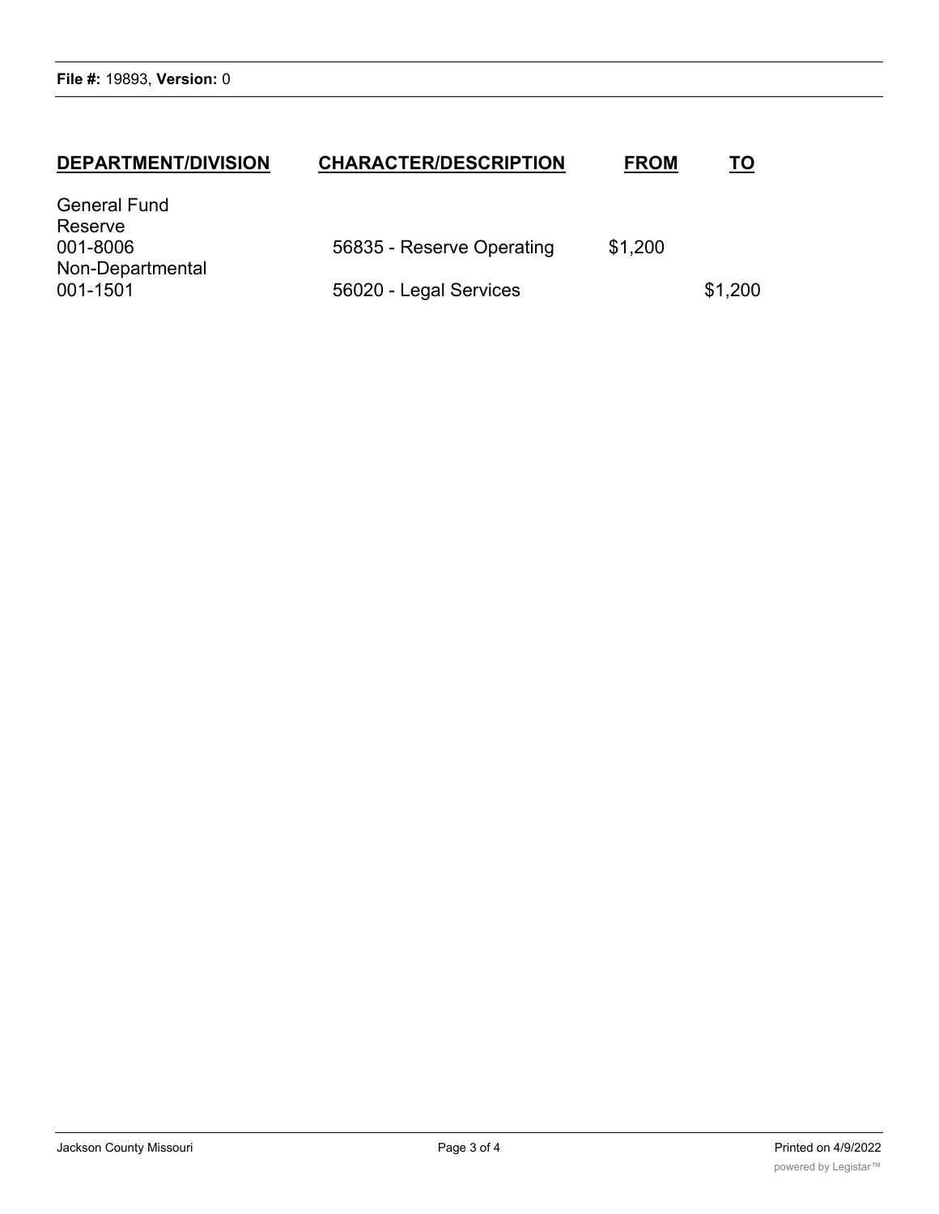File #: 19893, Version: 0

| DEPARTMENT/DIVISION | CHARACTER/DESCRIPTION | FROM | TO |
|---|---|---|---|
| General Fund | | | |
| Reserve | | | |
| 001-8006 | 56835 - Reserve Operating | $1,200 | |
| Non-Departmental | | | |
| 001-1501 | 56020 - Legal Services | | $1,200 |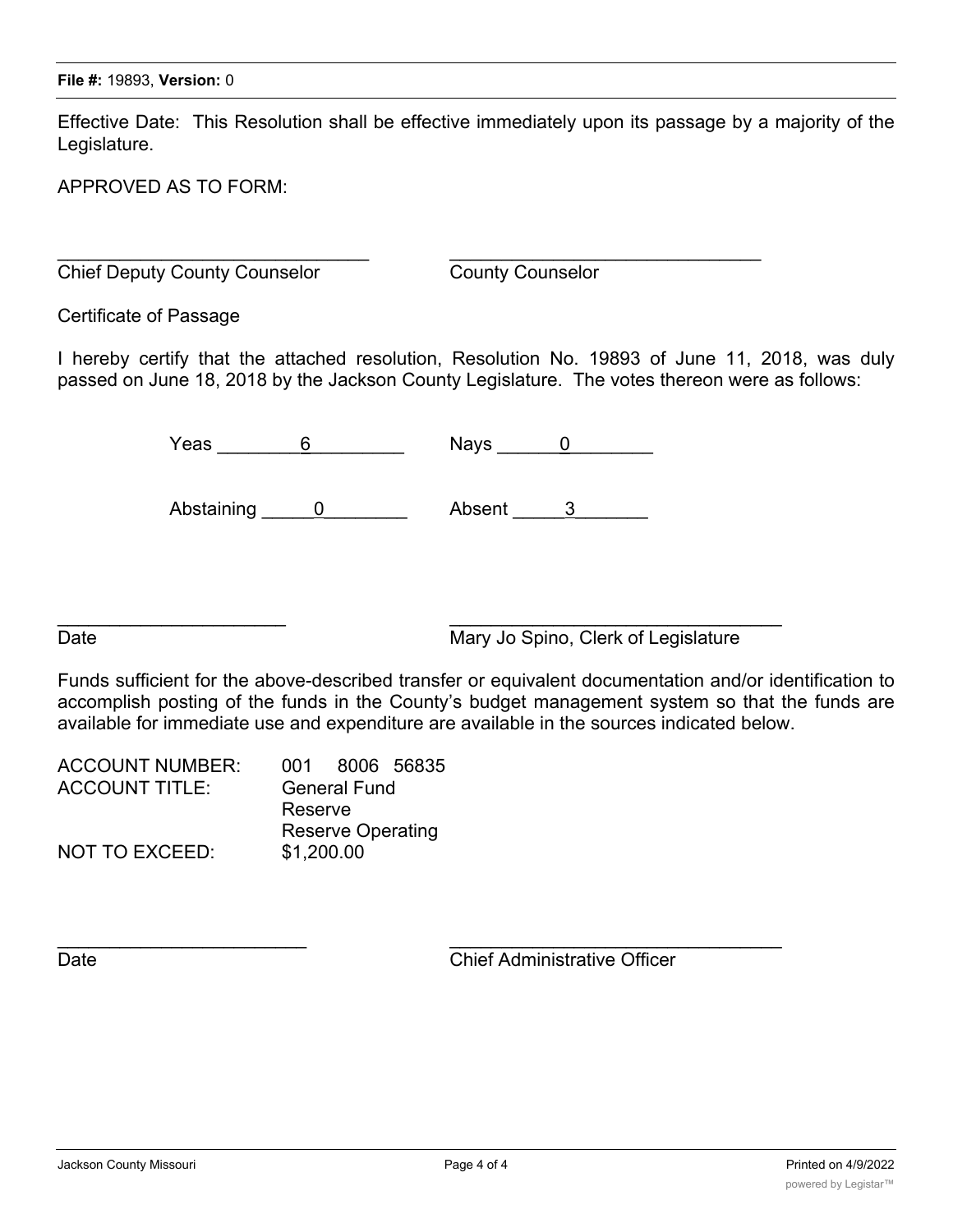File #: 19893, Version: 0

Effective Date: This Resolution shall be effective immediately upon its passage by a majority of the Legislature.

APPROVED AS TO FORM:

| | |
|---|---|
| _____________________________ | _____________________________ |
| Chief Deputy County Counselor | County Counselor |

Certificate of Passage

I hereby certify that the attached resolution, Resolution No. 19893 of June 11, 2018, was duly passed on June 18, 2018 by the Jackson County Legislature. The votes thereon were as follows:

| | |
|---|---|
| Yeas ________6________ | Nays ______0________ |
| Abstaining _____0________ | Absent _____3_______ |

| | |
|---|---|
| ______________________ | _____________________________ |
| Date | Mary Jo Spino, Clerk of Legislature |

Funds sufficient for the above-described transfer or equivalent documentation and/or identification to accomplish posting of the funds in the County's budget management system so that the funds are available for immediate use and expenditure are available in the sources indicated below.

| | |
|---|---|
| ACCOUNT NUMBER: | 001 8006 56835 |
| ACCOUNT TITLE: | General Fund<br>Reserve<br>Reserve Operating |
| NOT TO EXCEED: | $1,200.00 |

| | |
|---|---|
| ______________________ | _____________________________ |
| Date | Chief Administrative Officer |